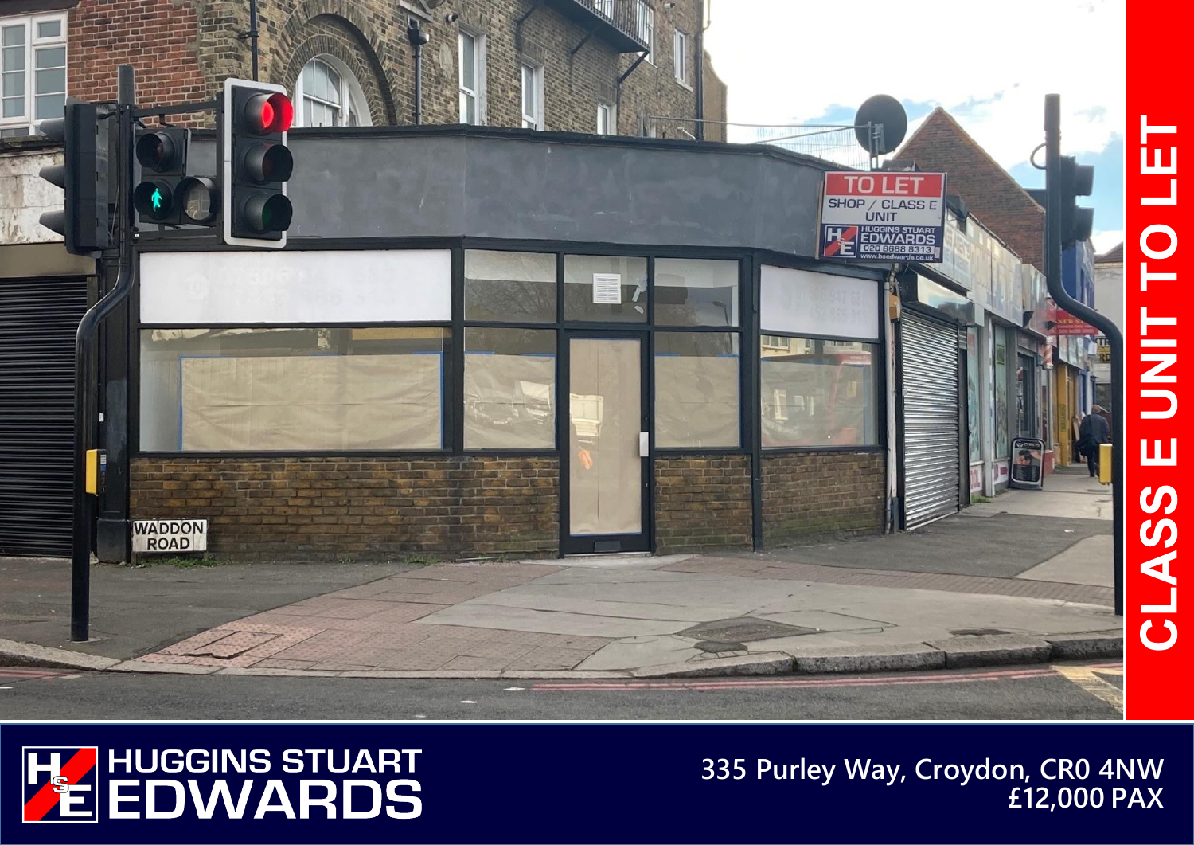# CLASS E UNIT TO LET

**HUGGINS STUART EDWARDS**

**335 Purley Way, Croydon, CR0 4NW**

**£12,000 PAX**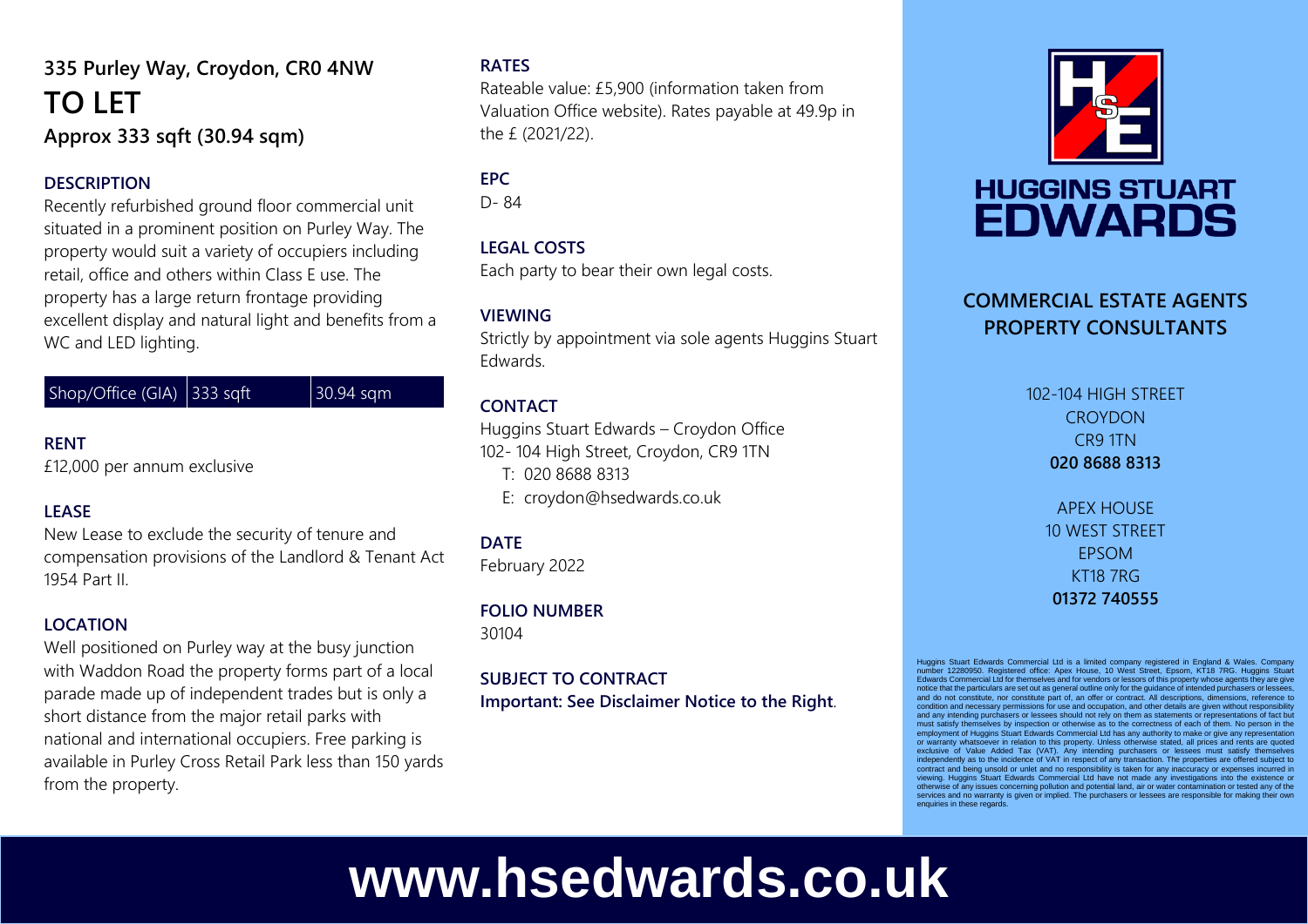## 335 Purley Way, Croydon, CR0 4NW

# TO LET

**Approx 333 sqft (30.94 sqm)**

### DESCRIPTION

Recently refurbished ground floor commercial unit situated in a prominent position on Purley Way. The property would suit a variety of occupiers including retail, office and others within Class E use. The property has a large return frontage providing excellent display and natural light and benefits from a WC and LED lighting.

| Shop/Office (GIA) | 333 sqft | 30.94 sqm |
|---|---|---|

### RENT

£12,000 per annum exclusive

### LEASE

New Lease to exclude the security of tenure and compensation provisions of the Landlord & Tenant Act 1954 Part II.

### LOCATION

Well positioned on Purley way at the busy junction with Waddon Road the property forms part of a local parade made up of independent trades but is only a short distance from the major retail parks with national and international occupiers. Free parking is available in Purley Cross Retail Park less than 150 yards from the property.

### RATES

Rateable value: £5,900 (information taken from Valuation Office website). Rates payable at 49.9p in the £ (2021/22).

### EPC

D- 84

### LEGAL COSTS

Each party to bear their own legal costs.

### VIEWING

Strictly by appointment via sole agents Huggins Stuart Edwards.

### CONTACT

Huggins Stuart Edwards – Croydon Office
102- 104 High Street, Croydon, CR9 1TN

T: 020 8688 8313
E: croydon@hsedwards.co.uk

### DATE

February 2022

### FOLIO NUMBER

30104

### SUBJECT TO CONTRACT

**Important: See Disclaimer Notice to the Right.**

HUGGINS STUART EDWARDS

**COMMERCIAL ESTATE AGENTS**
**PROPERTY CONSULTANTS**

102-104 HIGH STREET
CROYDON
CR9 1TN
**020 8688 8313**

APEX HOUSE
10 WEST STREET
EPSOM
KT18 7RG
**01372 740555**

Huggins Stuart Edwards Commercial Ltd is a limited company registered in England & Wales. Company number 12280950. Registered office: Apex House, 10 West Street, Epsom, KT18 7RG. Huggins Stuart Edwards Commercial Ltd for themselves and for vendors or lessors of this property whose agents they are give notice that the particulars are set out as general outline only for the guidance of intended purchasers or lessees, and do not constitute, nor constitute part of, an offer or contract. All descriptions, dimensions, reference to condition and necessary permissions for use and occupation, and other details are given without responsibility and any intending purchasers or lessees should not rely on them as statements or representations of fact but must satisfy themselves by inspection or otherwise as to the correctness of each of them. No person in the employment of Huggins Stuart Edwards Commercial Ltd has any authority to make or give any representation or warranty whatsoever in relation to this property. Unless otherwise stated, all prices and rents are quoted exclusive of Value Added Tax (VAT). Any intending purchasers or lessees must satisfy themselves independently as to the incidence of VAT in respect of any transaction. The properties are offered subject to contract and being unsold or unlet and no responsibility is taken for any inaccuracy or expenses incurred in viewing. Huggins Stuart Edwards Commercial Ltd have not made any investigations into the existence or otherwise of any issues concerning pollution and potential land, air or water contamination or tested any of the services and no warranty is given or implied. The purchasers or lessees are responsible for making their own enquiries in these regards.

**www.hsedwards.co.uk**